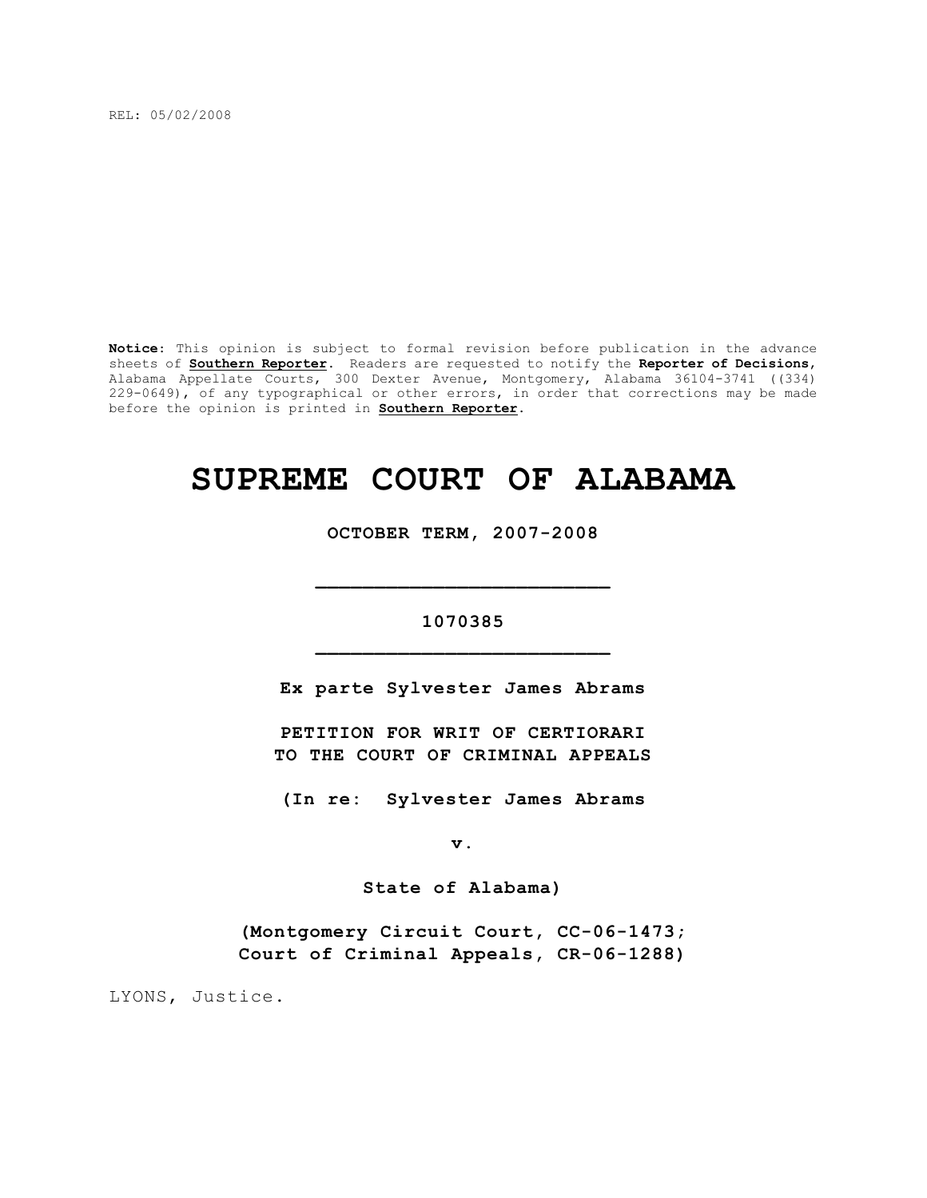REL: 05/02/2008

**Notice:** This opinion is subject to formal revision before publication in the advance sheets of **Southern Reporter**. Readers are requested to notify the **Reporter of Decisions**, Alabama Appellate Courts, 300 Dexter Avenue, Montgomery, Alabama 36104-3741 ((334) 229-0649), of any typographical or other errors, in order that corrections may be made before the opinion is printed in **Southern Reporter**.

# SUPREME COURT OF ALABAMA

**OCTOBER TERM, 2007-2008**

---

**1070385**

---

**Ex parte Sylvester James Abrams**

**PETITION FOR WRIT OF CERTIORARI TO THE COURT OF CRIMINAL APPEALS**

**(In re: Sylvester James Abrams**

**v.**

**State of Alabama)**

**(Montgomery Circuit Court, CC-06-1473; Court of Criminal Appeals, CR-06-1288)**

LYONS, Justice.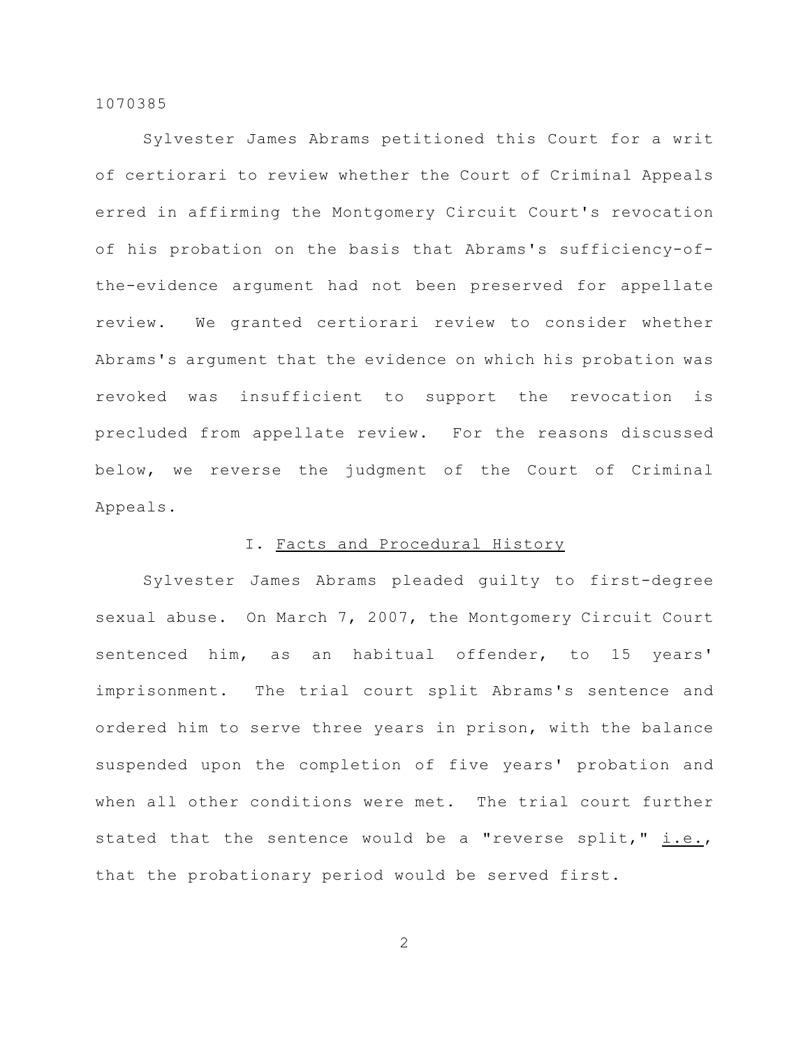Sylvester James Abrams petitioned this Court for a writ of certiorari to review whether the Court of Criminal Appeals erred in affirming the Montgomery Circuit Court's revocation of his probation on the basis that Abrams's sufficiency-of-the-evidence argument had not been preserved for appellate review. We granted certiorari review to consider whether Abrams's argument that the evidence on which his probation was revoked was insufficient to support the revocation is precluded from appellate review. For the reasons discussed below, we reverse the judgment of the Court of Criminal Appeals.

## I. Facts and Procedural History

Sylvester James Abrams pleaded guilty to first-degree sexual abuse. On March 7, 2007, the Montgomery Circuit Court sentenced him, as an habitual offender, to 15 years' imprisonment. The trial court split Abrams's sentence and ordered him to serve three years in prison, with the balance suspended upon the completion of five years' probation and when all other conditions were met. The trial court further stated that the sentence would be a "reverse split," i.e., that the probationary period would be served first.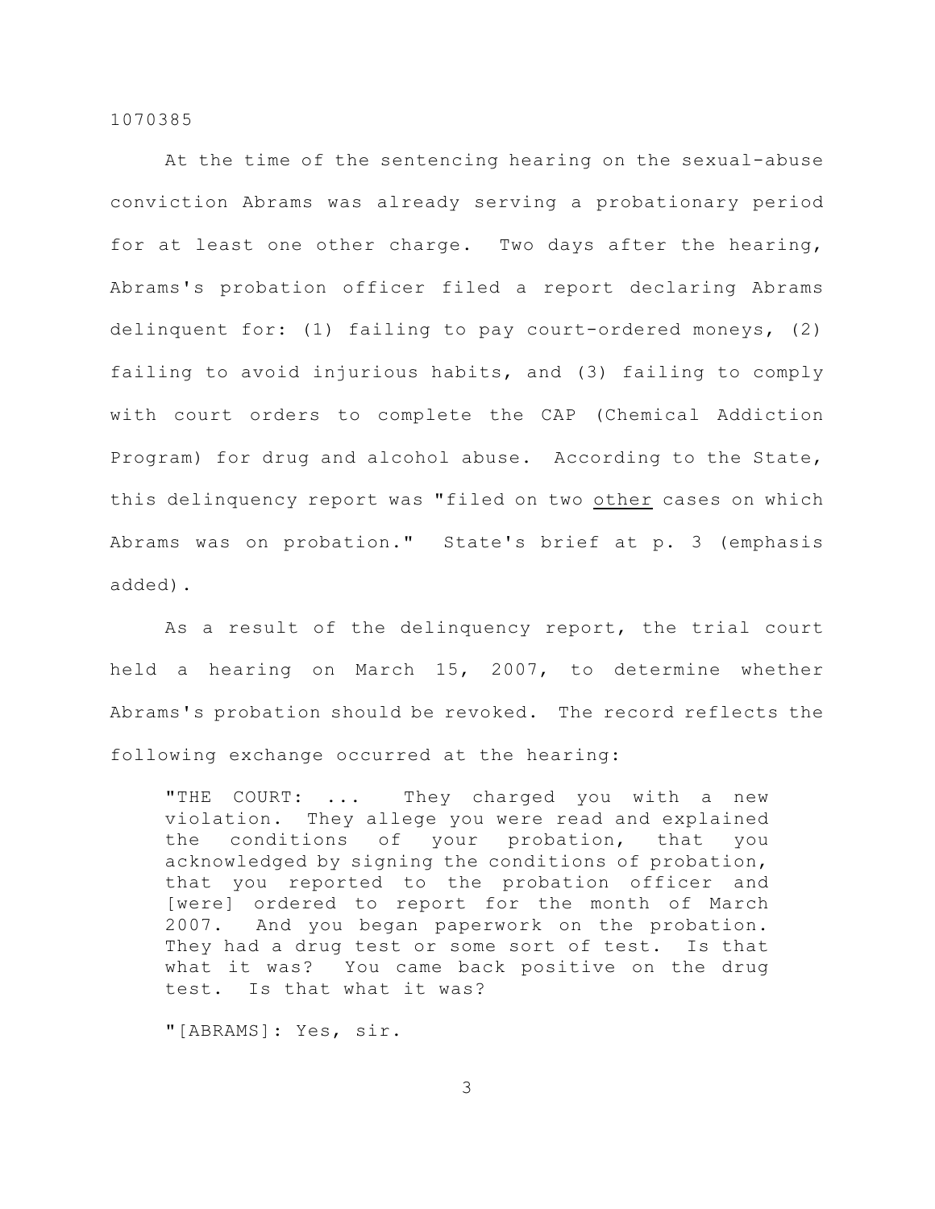At the time of the sentencing hearing on the sexual-abuse conviction Abrams was already serving a probationary period for at least one other charge. Two days after the hearing, Abrams's probation officer filed a report declaring Abrams delinquent for: (1) failing to pay court-ordered moneys, (2) failing to avoid injurious habits, and (3) failing to comply with court orders to complete the CAP (Chemical Addiction Program) for drug and alcohol abuse. According to the State, this delinquency report was "filed on two other cases on which Abrams was on probation." State's brief at p. 3 (emphasis added).

As a result of the delinquency report, the trial court held a hearing on March 15, 2007, to determine whether Abrams's probation should be revoked. The record reflects the following exchange occurred at the hearing:

> "THE COURT: ... They charged you with a new violation. They allege you were read and explained the conditions of your probation, that you acknowledged by signing the conditions of probation, that you reported to the probation officer and [were] ordered to report for the month of March 2007. And you began paperwork on the probation. They had a drug test or some sort of test. Is that what it was? You came back positive on the drug test. Is that what it was?
>
> "[ABRAMS]: Yes, sir.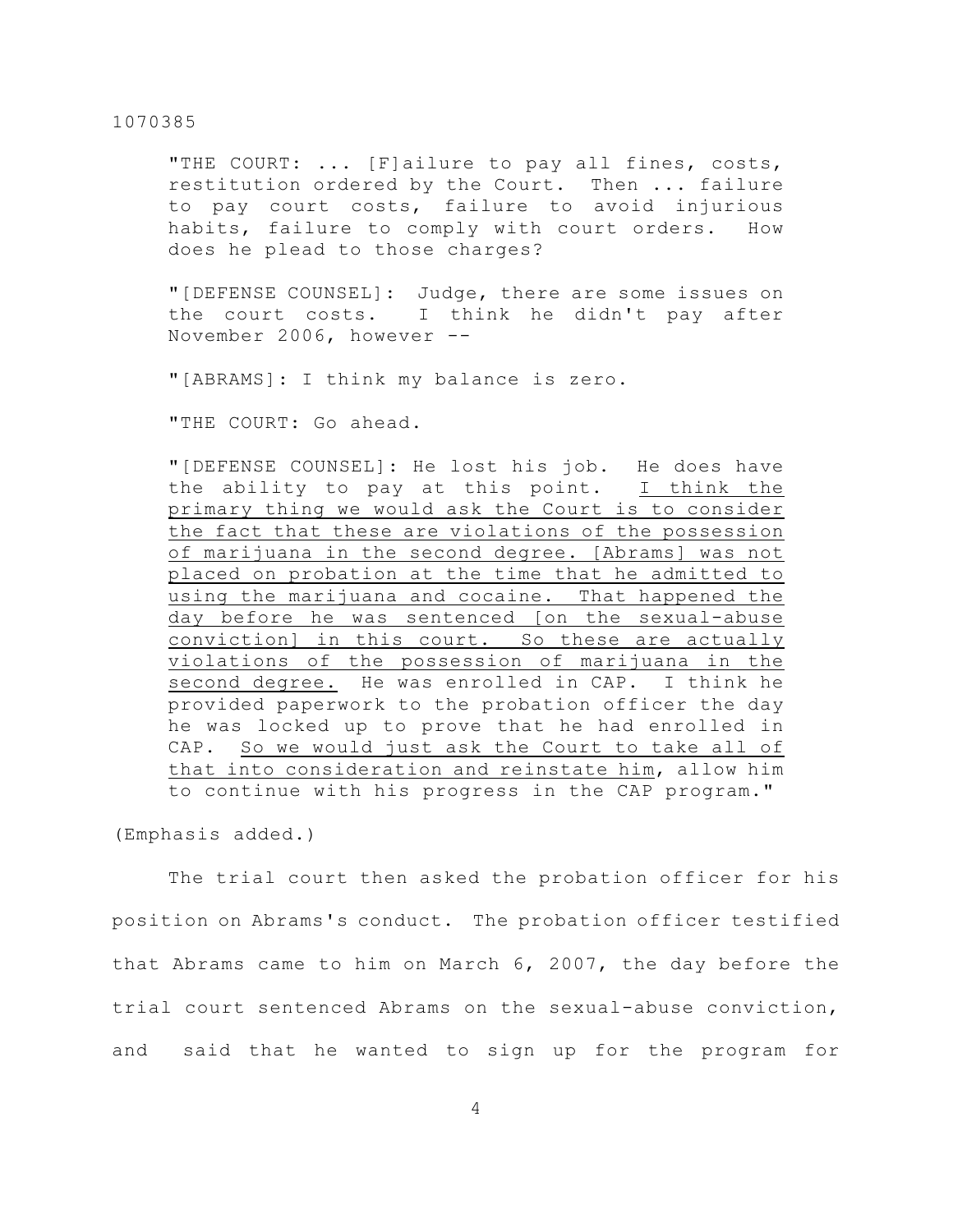"THE COURT: ... [F]ailure to pay all fines, costs, restitution ordered by the Court. Then ... failure to pay court costs, failure to avoid injurious habits, failure to comply with court orders. How does he plead to those charges?

"[DEFENSE COUNSEL]: Judge, there are some issues on the court costs. I think he didn't pay after November 2006, however --

"[ABRAMS]: I think my balance is zero.

"THE COURT: Go ahead.

"[DEFENSE COUNSEL]: He lost his job. He does have the ability to pay at this point. <u>I think the primary thing we would ask the Court is to consider the fact that these are violations of the possession of marijuana in the second degree. [Abrams] was not placed on probation at the time that he admitted to using the marijuana and cocaine. That happened the day before he was sentenced [on the sexual-abuse conviction] in this court. So these are actually violations of the possession of marijuana in the second degree.</u> He was enrolled in CAP. I think he provided paperwork to the probation officer the day he was locked up to prove that he had enrolled in CAP. <u>So we would just ask the Court to take all of that into consideration and reinstate him</u>, allow him to continue with his progress in the CAP program."

(Emphasis added.)

The trial court then asked the probation officer for his position on Abrams's conduct. The probation officer testified that Abrams came to him on March 6, 2007, the day before the trial court sentenced Abrams on the sexual-abuse conviction, and said that he wanted to sign up for the program for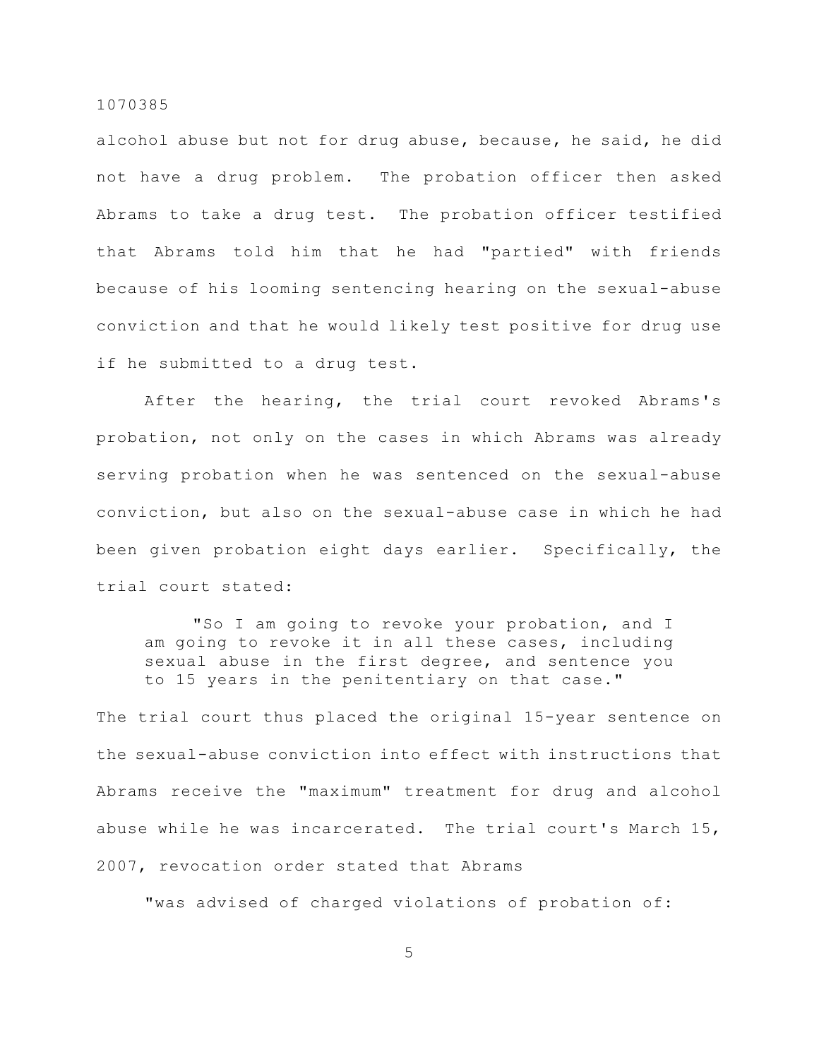alcohol abuse but not for drug abuse, because, he said, he did not have a drug problem. The probation officer then asked Abrams to take a drug test. The probation officer testified that Abrams told him that he had "partied" with friends because of his looming sentencing hearing on the sexual-abuse conviction and that he would likely test positive for drug use if he submitted to a drug test.

After the hearing, the trial court revoked Abrams's probation, not only on the cases in which Abrams was already serving probation when he was sentenced on the sexual-abuse conviction, but also on the sexual-abuse case in which he had been given probation eight days earlier. Specifically, the trial court stated:

> "So I am going to revoke your probation, and I am going to revoke it in all these cases, including sexual abuse in the first degree, and sentence you to 15 years in the penitentiary on that case."

The trial court thus placed the original 15-year sentence on the sexual-abuse conviction into effect with instructions that Abrams receive the "maximum" treatment for drug and alcohol abuse while he was incarcerated. The trial court's March 15, 2007, revocation order stated that Abrams

> "was advised of charged violations of probation of: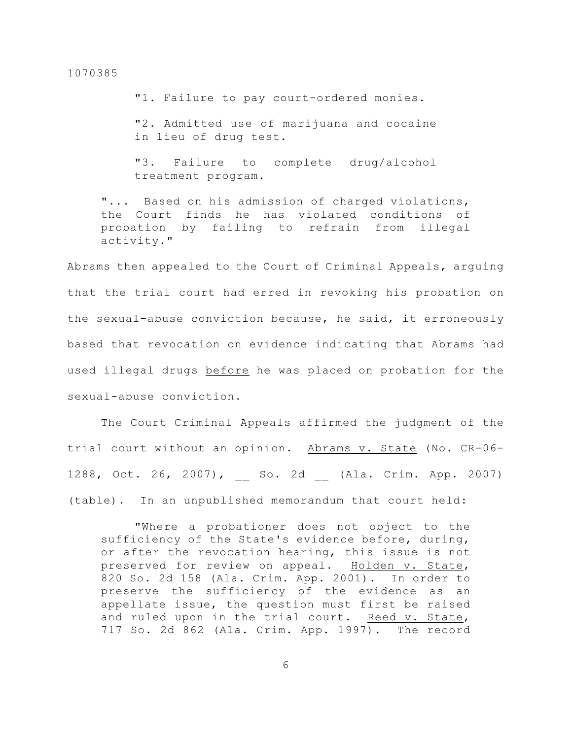> "1. Failure to pay court-ordered monies.
>
> "2. Admitted use of marijuana and cocaine in lieu of drug test.
>
> "3. Failure to complete drug/alcohol treatment program.
>
> "... Based on his admission of charged violations, the Court finds he has violated conditions of probation by failing to refrain from illegal activity."

Abrams then appealed to the Court of Criminal Appeals, arguing that the trial court had erred in revoking his probation on the sexual-abuse conviction because, he said, it erroneously based that revocation on evidence indicating that Abrams had used illegal drugs _before_ he was placed on probation for the sexual-abuse conviction.

The Court Criminal Appeals affirmed the judgment of the trial court without an opinion. _Abrams v. State_ (No. CR-06-1288, Oct. 26, 2007), __ So. 2d __ (Ala. Crim. App. 2007) (table). In an unpublished memorandum that court held:

> "Where a probationer does not object to the sufficiency of the State's evidence before, during, or after the revocation hearing, this issue is not preserved for review on appeal. _Holden v. State_, 820 So. 2d 158 (Ala. Crim. App. 2001). In order to preserve the sufficiency of the evidence as an appellate issue, the question must first be raised and ruled upon in the trial court. _Reed v. State_, 717 So. 2d 862 (Ala. Crim. App. 1997). The record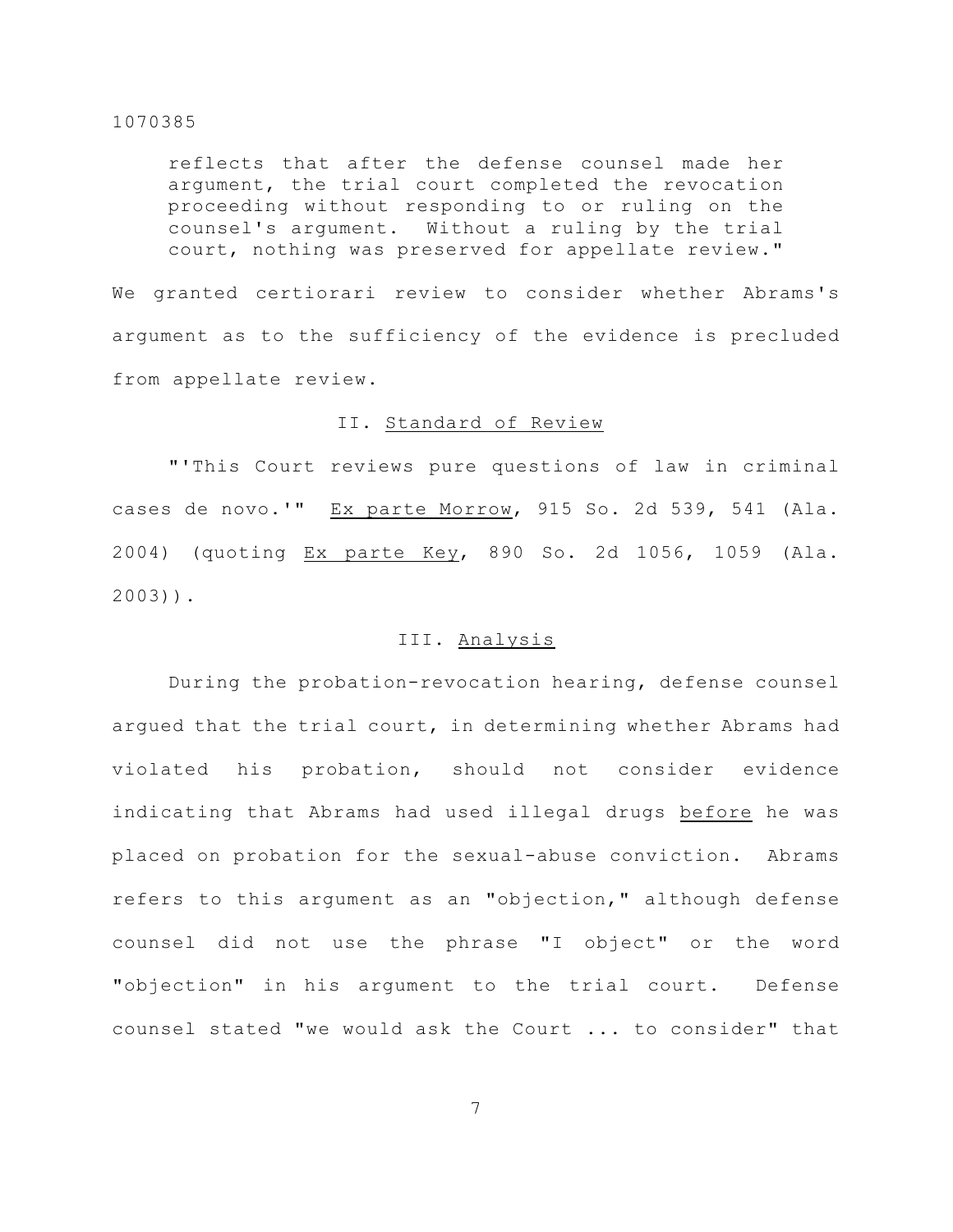> reflects that after the defense counsel made her argument, the trial court completed the revocation proceeding without responding to or ruling on the counsel's argument. Without a ruling by the trial court, nothing was preserved for appellate review."

We granted certiorari review to consider whether Abrams's argument as to the sufficiency of the evidence is precluded from appellate review.

## II. Standard of Review

"'This Court reviews pure questions of law in criminal cases de novo.'" Ex parte Morrow, 915 So. 2d 539, 541 (Ala. 2004) (quoting Ex parte Key, 890 So. 2d 1056, 1059 (Ala. 2003)).

## III. Analysis

During the probation-revocation hearing, defense counsel argued that the trial court, in determining whether Abrams had violated his probation, should not consider evidence indicating that Abrams had used illegal drugs before he was placed on probation for the sexual-abuse conviction. Abrams refers to this argument as an "objection," although defense counsel did not use the phrase "I object" or the word "objection" in his argument to the trial court. Defense counsel stated "we would ask the Court ... to consider" that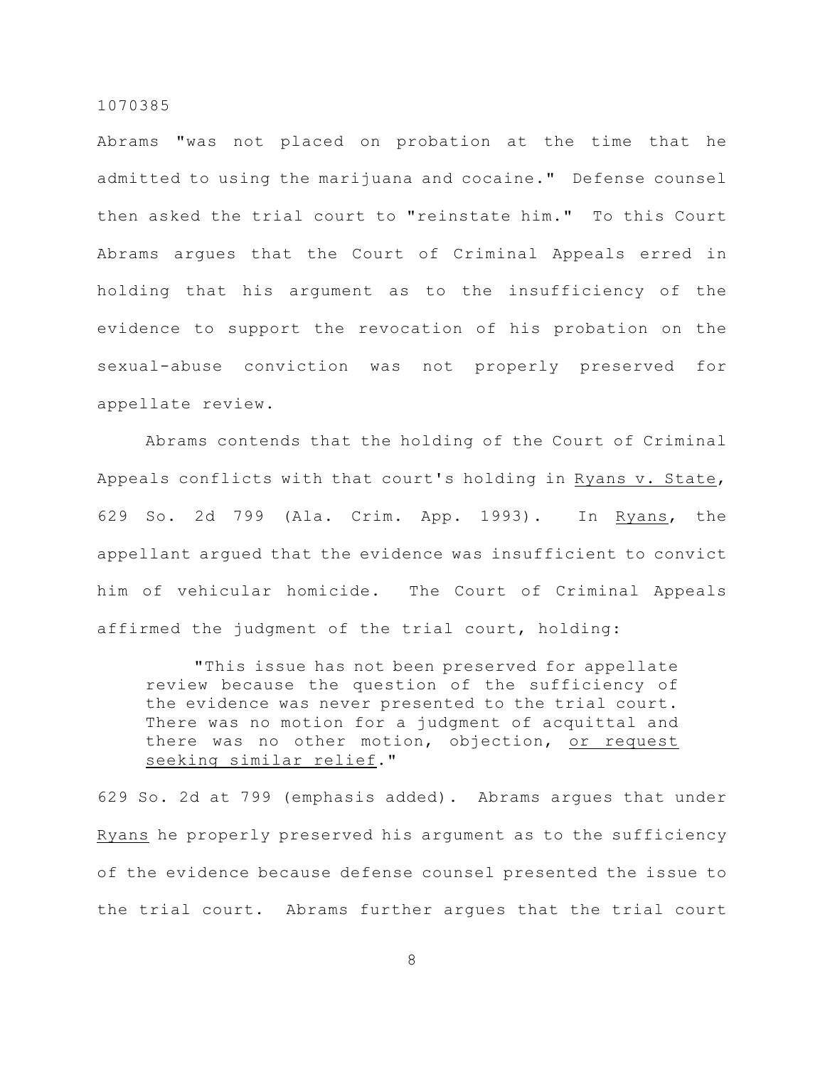Abrams "was not placed on probation at the time that he admitted to using the marijuana and cocaine." Defense counsel then asked the trial court to "reinstate him." To this Court Abrams argues that the Court of Criminal Appeals erred in holding that his argument as to the insufficiency of the evidence to support the revocation of his probation on the sexual-abuse conviction was not properly preserved for appellate review.

Abrams contends that the holding of the Court of Criminal Appeals conflicts with that court's holding in Ryans v. State, 629 So. 2d 799 (Ala. Crim. App. 1993). In Ryans, the appellant argued that the evidence was insufficient to convict him of vehicular homicide. The Court of Criminal Appeals affirmed the judgment of the trial court, holding:

> "This issue has not been preserved for appellate review because the question of the sufficiency of the evidence was never presented to the trial court. There was no motion for a judgment of acquittal and there was no other motion, objection, or request seeking similar relief."

629 So. 2d at 799 (emphasis added). Abrams argues that under Ryans he properly preserved his argument as to the sufficiency of the evidence because defense counsel presented the issue to the trial court. Abrams further argues that the trial court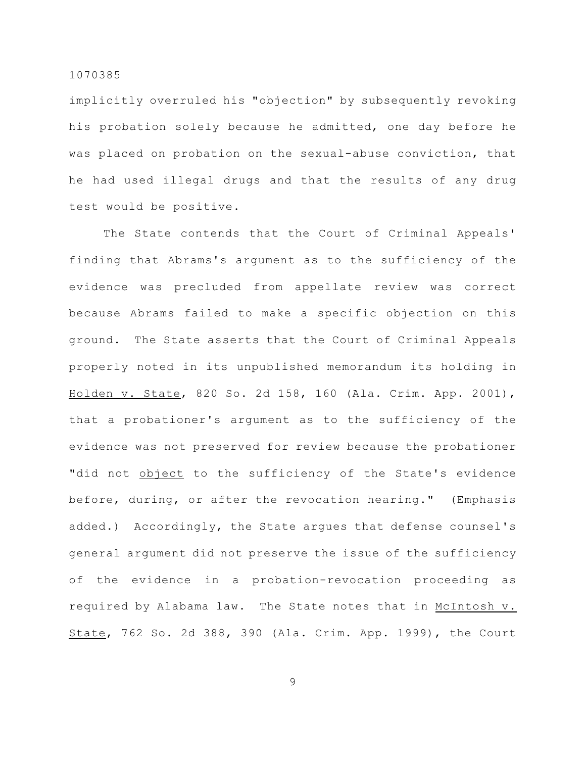implicitly overruled his "objection" by subsequently revoking his probation solely because he admitted, one day before he was placed on probation on the sexual-abuse conviction, that he had used illegal drugs and that the results of any drug test would be positive.

The State contends that the Court of Criminal Appeals' finding that Abrams's argument as to the sufficiency of the evidence was precluded from appellate review was correct because Abrams failed to make a specific objection on this ground. The State asserts that the Court of Criminal Appeals properly noted in its unpublished memorandum its holding in Holden v. State, 820 So. 2d 158, 160 (Ala. Crim. App. 2001), that a probationer's argument as to the sufficiency of the evidence was not preserved for review because the probationer "did not object to the sufficiency of the State's evidence before, during, or after the revocation hearing." (Emphasis added.) Accordingly, the State argues that defense counsel's general argument did not preserve the issue of the sufficiency of the evidence in a probation-revocation proceeding as required by Alabama law. The State notes that in McIntosh v. State, 762 So. 2d 388, 390 (Ala. Crim. App. 1999), the Court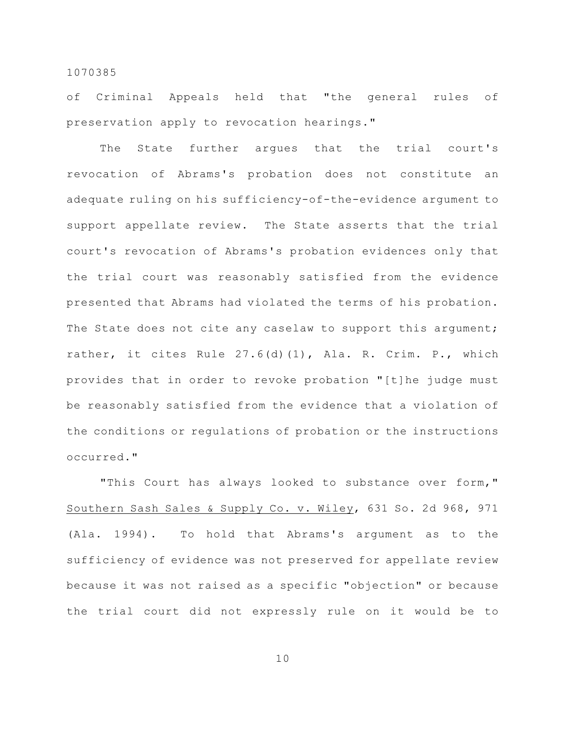of Criminal Appeals held that "the general rules of preservation apply to revocation hearings."

The State further argues that the trial court's revocation of Abrams's probation does not constitute an adequate ruling on his sufficiency-of-the-evidence argument to support appellate review. The State asserts that the trial court's revocation of Abrams's probation evidences only that the trial court was reasonably satisfied from the evidence presented that Abrams had violated the terms of his probation. The State does not cite any caselaw to support this argument; rather, it cites Rule 27.6(d)(1), Ala. R. Crim. P., which provides that in order to revoke probation "[t]he judge must be reasonably satisfied from the evidence that a violation of the conditions or regulations of probation or the instructions occurred."

"This Court has always looked to substance over form," Southern Sash Sales & Supply Co. v. Wiley, 631 So. 2d 968, 971 (Ala. 1994). To hold that Abrams's argument as to the sufficiency of evidence was not preserved for appellate review because it was not raised as a specific "objection" or because the trial court did not expressly rule on it would be to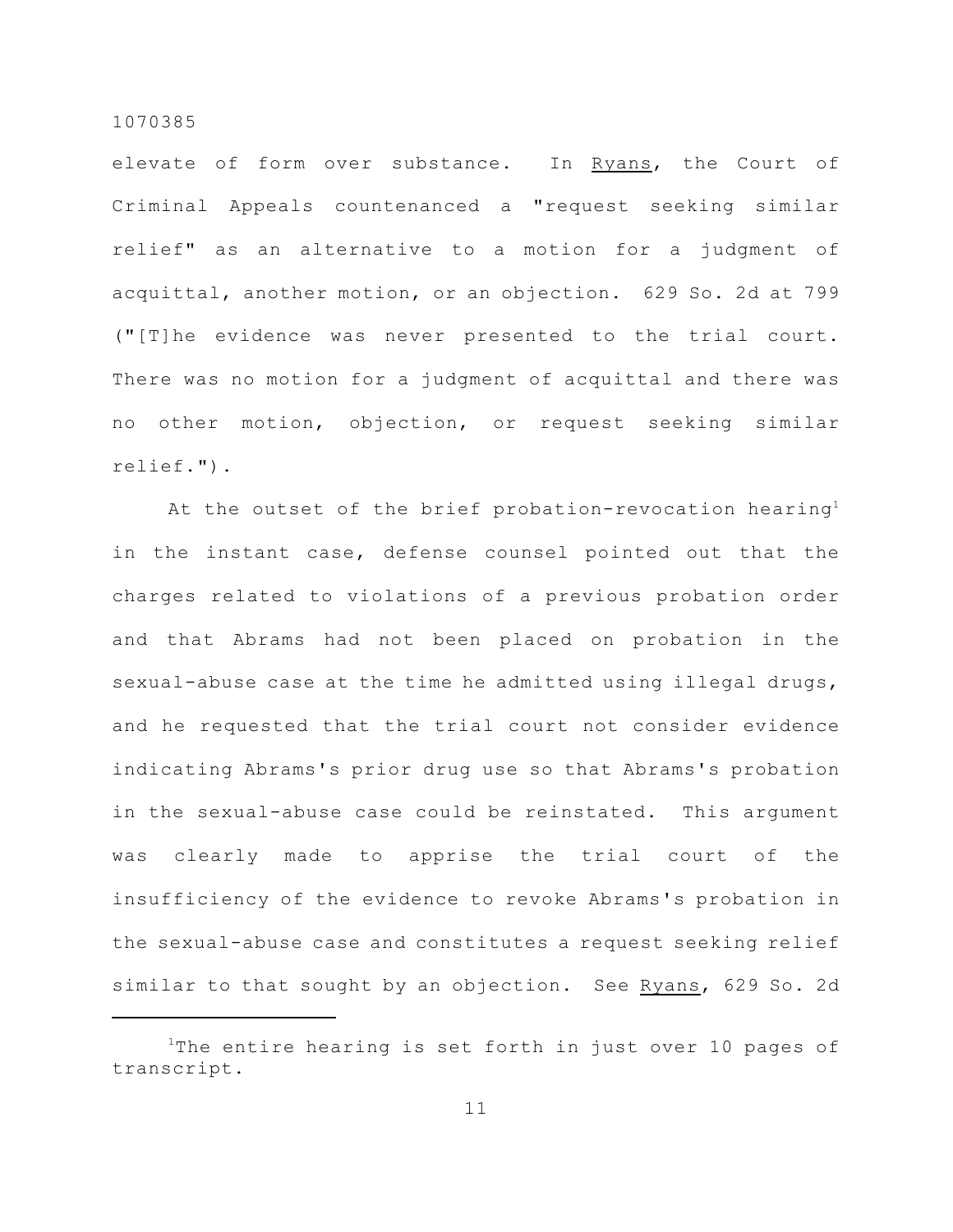elevate of form over substance. In Ryans, the Court of Criminal Appeals countenanced a "request seeking similar relief" as an alternative to a motion for a judgment of acquittal, another motion, or an objection. 629 So. 2d at 799 ("[T]he evidence was never presented to the trial court. There was no motion for a judgment of acquittal and there was no other motion, objection, or request seeking similar relief.").

At the outset of the brief probation-revocation hearing[1] in the instant case, defense counsel pointed out that the charges related to violations of a previous probation order and that Abrams had not been placed on probation in the sexual-abuse case at the time he admitted using illegal drugs, and he requested that the trial court not consider evidence indicating Abrams's prior drug use so that Abrams's probation in the sexual-abuse case could be reinstated. This argument was clearly made to apprise the trial court of the insufficiency of the evidence to revoke Abrams's probation in the sexual-abuse case and constitutes a request seeking relief similar to that sought by an objection. See Ryans, 629 So. 2d

[1]The entire hearing is set forth in just over 10 pages of transcript.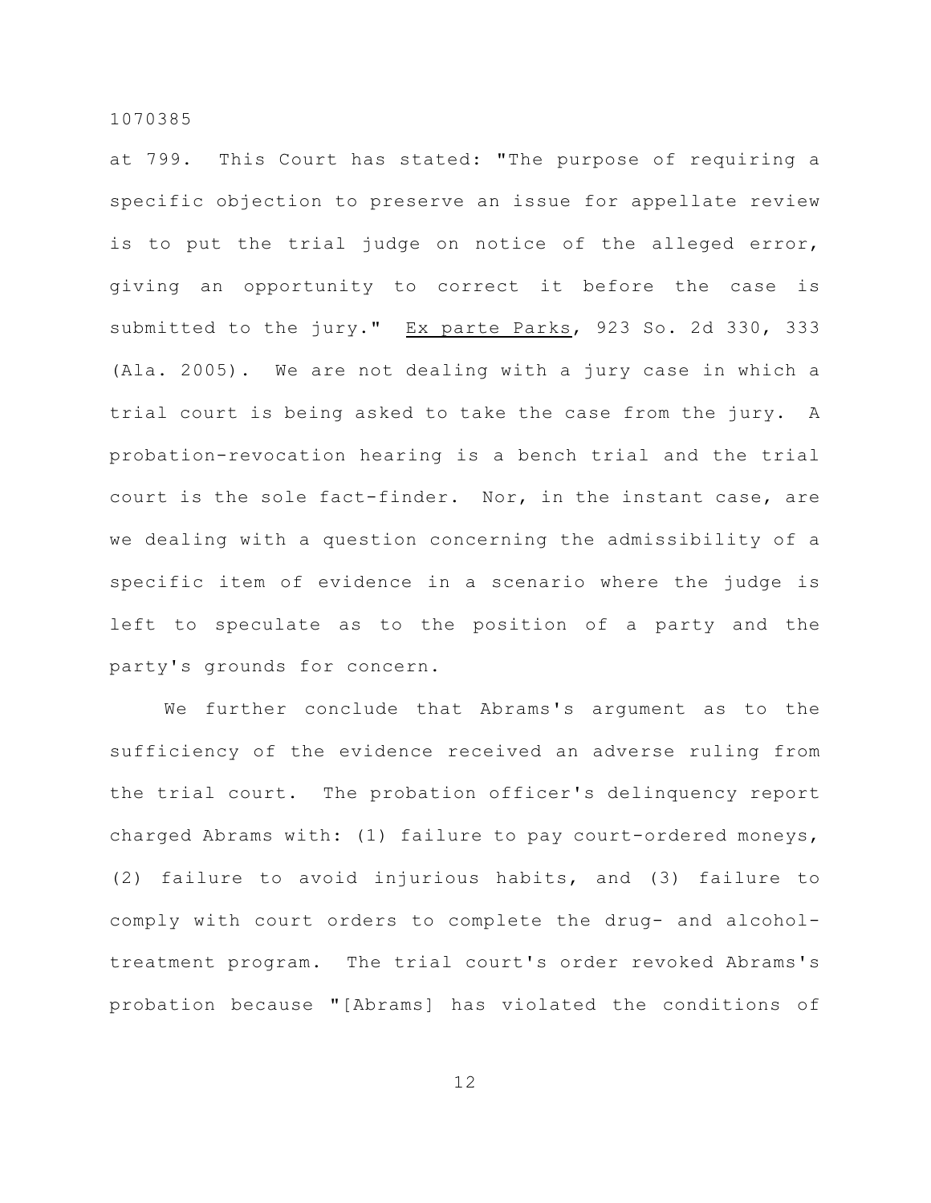at 799. This Court has stated: "The purpose of requiring a specific objection to preserve an issue for appellate review is to put the trial judge on notice of the alleged error, giving an opportunity to correct it before the case is submitted to the jury." Ex parte Parks, 923 So. 2d 330, 333 (Ala. 2005). We are not dealing with a jury case in which a trial court is being asked to take the case from the jury. A probation-revocation hearing is a bench trial and the trial court is the sole fact-finder. Nor, in the instant case, are we dealing with a question concerning the admissibility of a specific item of evidence in a scenario where the judge is left to speculate as to the position of a party and the party's grounds for concern.

We further conclude that Abrams's argument as to the sufficiency of the evidence received an adverse ruling from the trial court. The probation officer's delinquency report charged Abrams with: (1) failure to pay court-ordered moneys, (2) failure to avoid injurious habits, and (3) failure to comply with court orders to complete the drug- and alcohol-treatment program. The trial court's order revoked Abrams's probation because "[Abrams] has violated the conditions of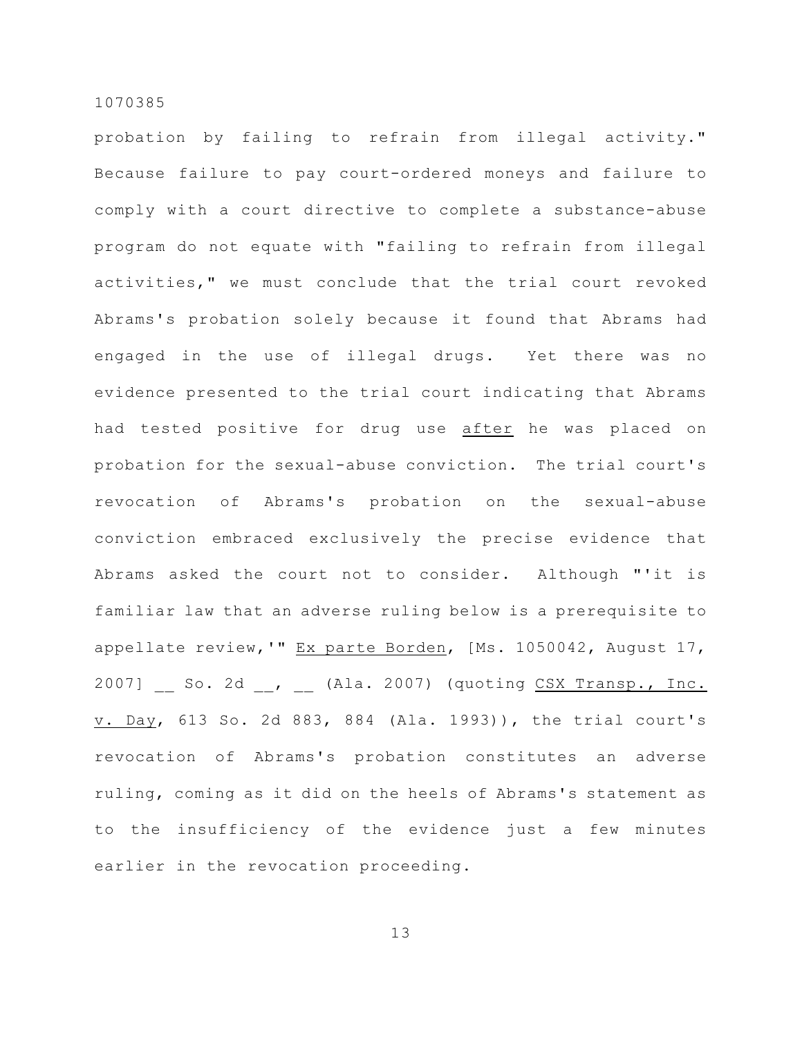probation by failing to refrain from illegal activity." Because failure to pay court-ordered moneys and failure to comply with a court directive to complete a substance-abuse program do not equate with "failing to refrain from illegal activities," we must conclude that the trial court revoked Abrams's probation solely because it found that Abrams had engaged in the use of illegal drugs. Yet there was no evidence presented to the trial court indicating that Abrams had tested positive for drug use <u>after</u> he was placed on probation for the sexual-abuse conviction. The trial court's revocation of Abrams's probation on the sexual-abuse conviction embraced exclusively the precise evidence that Abrams asked the court not to consider. Although "'it is familiar law that an adverse ruling below is a prerequisite to appellate review,'" <u>Ex parte Borden</u>, [Ms. 1050042, August 17, 2007] __ So. 2d __, __ (Ala. 2007) (quoting <u>CSX Transp., Inc. v. Day</u>, 613 So. 2d 883, 884 (Ala. 1993)), the trial court's revocation of Abrams's probation constitutes an adverse ruling, coming as it did on the heels of Abrams's statement as to the insufficiency of the evidence just a few minutes earlier in the revocation proceeding.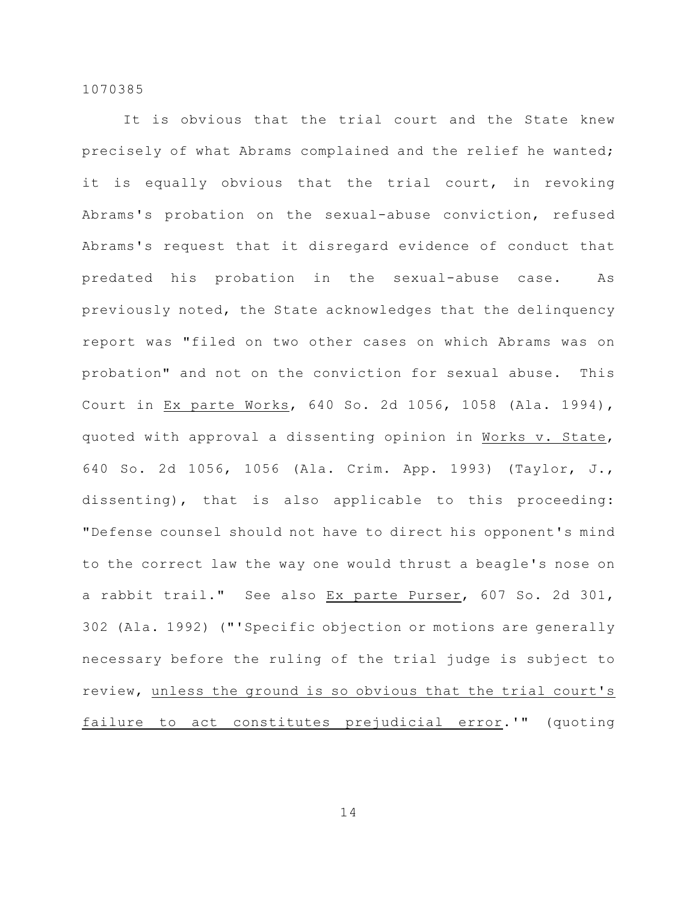It is obvious that the trial court and the State knew precisely of what Abrams complained and the relief he wanted; it is equally obvious that the trial court, in revoking Abrams's probation on the sexual-abuse conviction, refused Abrams's request that it disregard evidence of conduct that predated his probation in the sexual-abuse case. As previously noted, the State acknowledges that the delinquency report was "filed on two other cases on which Abrams was on probation" and not on the conviction for sexual abuse. This Court in _Ex parte Works_, 640 So. 2d 1056, 1058 (Ala. 1994), quoted with approval a dissenting opinion in _Works v. State_, 640 So. 2d 1056, 1056 (Ala. Crim. App. 1993) (Taylor, J., dissenting), that is also applicable to this proceeding: "Defense counsel should not have to direct his opponent's mind to the correct law the way one would thrust a beagle's nose on a rabbit trail." See also _Ex parte Purser_, 607 So. 2d 301, 302 (Ala. 1992) ("'Specific objection or motions are generally necessary before the ruling of the trial judge is subject to review, _unless the ground is so obvious that the trial court's failure to act constitutes prejudicial error_.'" (quoting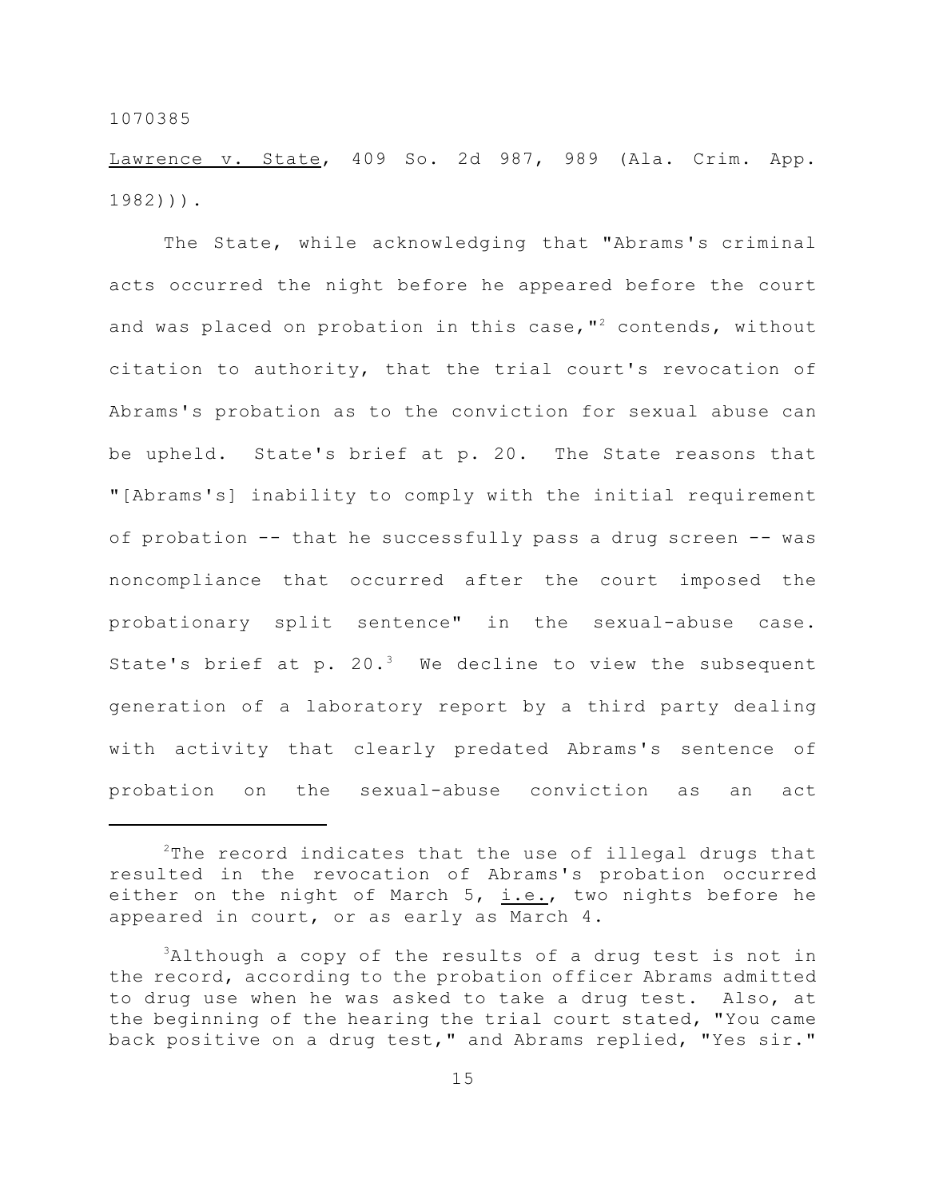Lawrence v. State, 409 So. 2d 987, 989 (Ala. Crim. App. 1982))).

The State, while acknowledging that "Abrams's criminal acts occurred the night before he appeared before the court and was placed on probation in this case,"[2] contends, without citation to authority, that the trial court's revocation of Abrams's probation as to the conviction for sexual abuse can be upheld. State's brief at p. 20. The State reasons that "[Abrams's] inability to comply with the initial requirement of probation -- that he successfully pass a drug screen -- was noncompliance that occurred after the court imposed the probationary split sentence" in the sexual-abuse case. State's brief at p. 20.[3] We decline to view the subsequent generation of a laboratory report by a third party dealing with activity that clearly predated Abrams's sentence of probation on the sexual-abuse conviction as an act

---

[2]The record indicates that the use of illegal drugs that resulted in the revocation of Abrams's probation occurred either on the night of March 5, i.e., two nights before he appeared in court, or as early as March 4.

[3]Although a copy of the results of a drug test is not in the record, according to the probation officer Abrams admitted to drug use when he was asked to take a drug test. Also, at the beginning of the hearing the trial court stated, "You came back positive on a drug test," and Abrams replied, "Yes sir."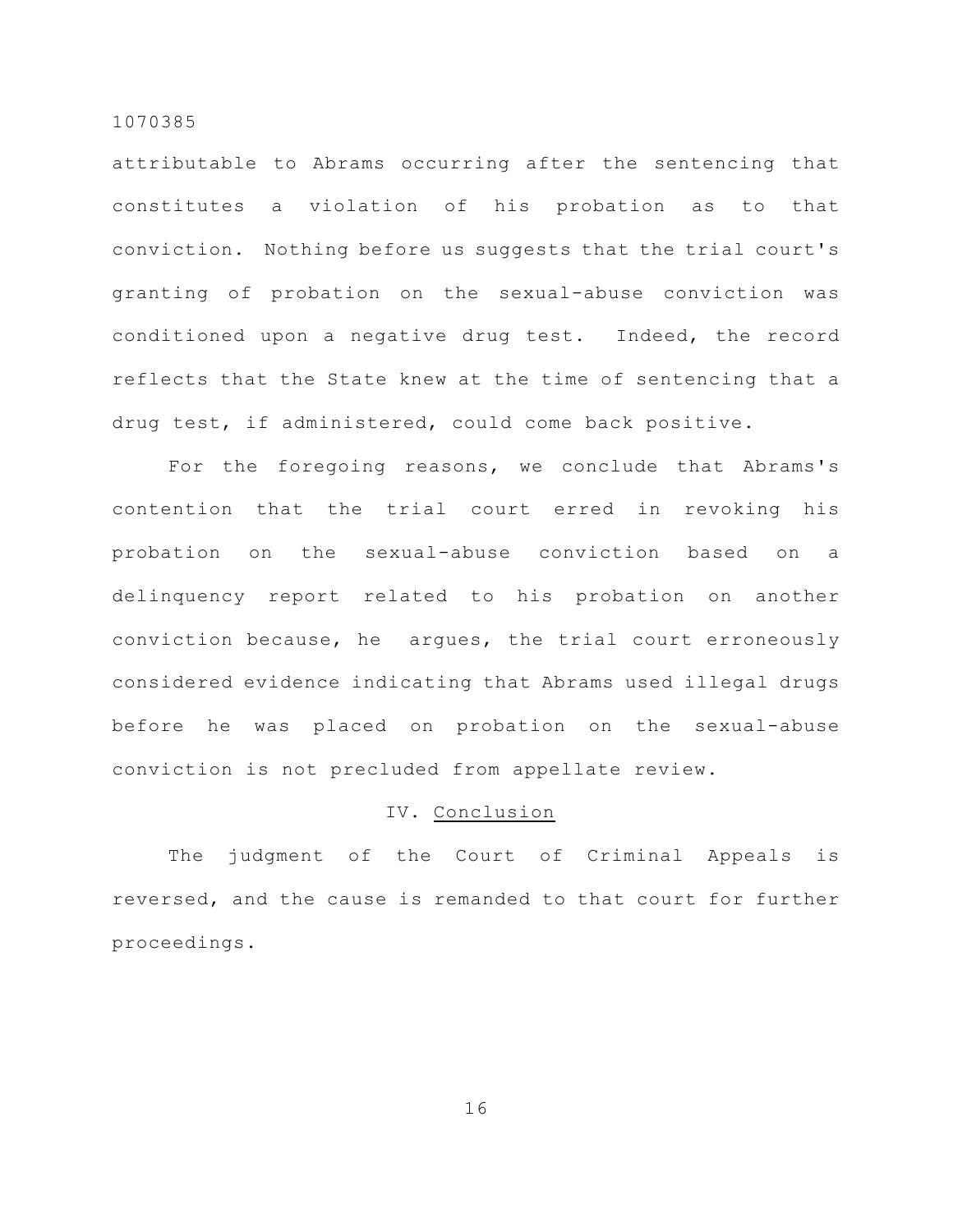attributable to Abrams occurring after the sentencing that constitutes a violation of his probation as to that conviction. Nothing before us suggests that the trial court's granting of probation on the sexual-abuse conviction was conditioned upon a negative drug test. Indeed, the record reflects that the State knew at the time of sentencing that a drug test, if administered, could come back positive.

For the foregoing reasons, we conclude that Abrams's contention that the trial court erred in revoking his probation on the sexual-abuse conviction based on a delinquency report related to his probation on another conviction because, he argues, the trial court erroneously considered evidence indicating that Abrams used illegal drugs before he was placed on probation on the sexual-abuse conviction is not precluded from appellate review.

## IV. Conclusion

The judgment of the Court of Criminal Appeals is reversed, and the cause is remanded to that court for further proceedings.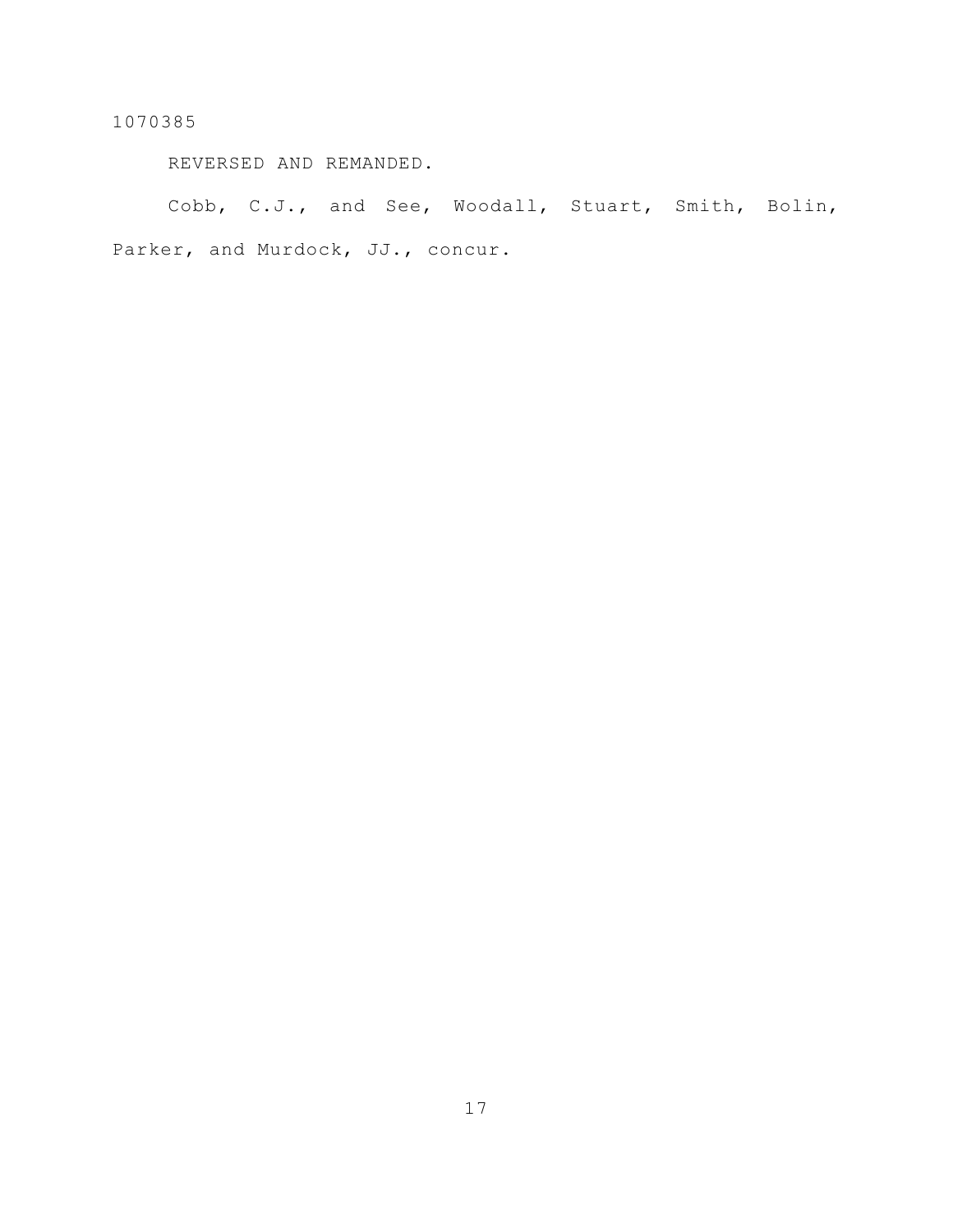REVERSED AND REMANDED.

Cobb, C.J., and See, Woodall, Stuart, Smith, Bolin, Parker, and Murdock, JJ., concur.